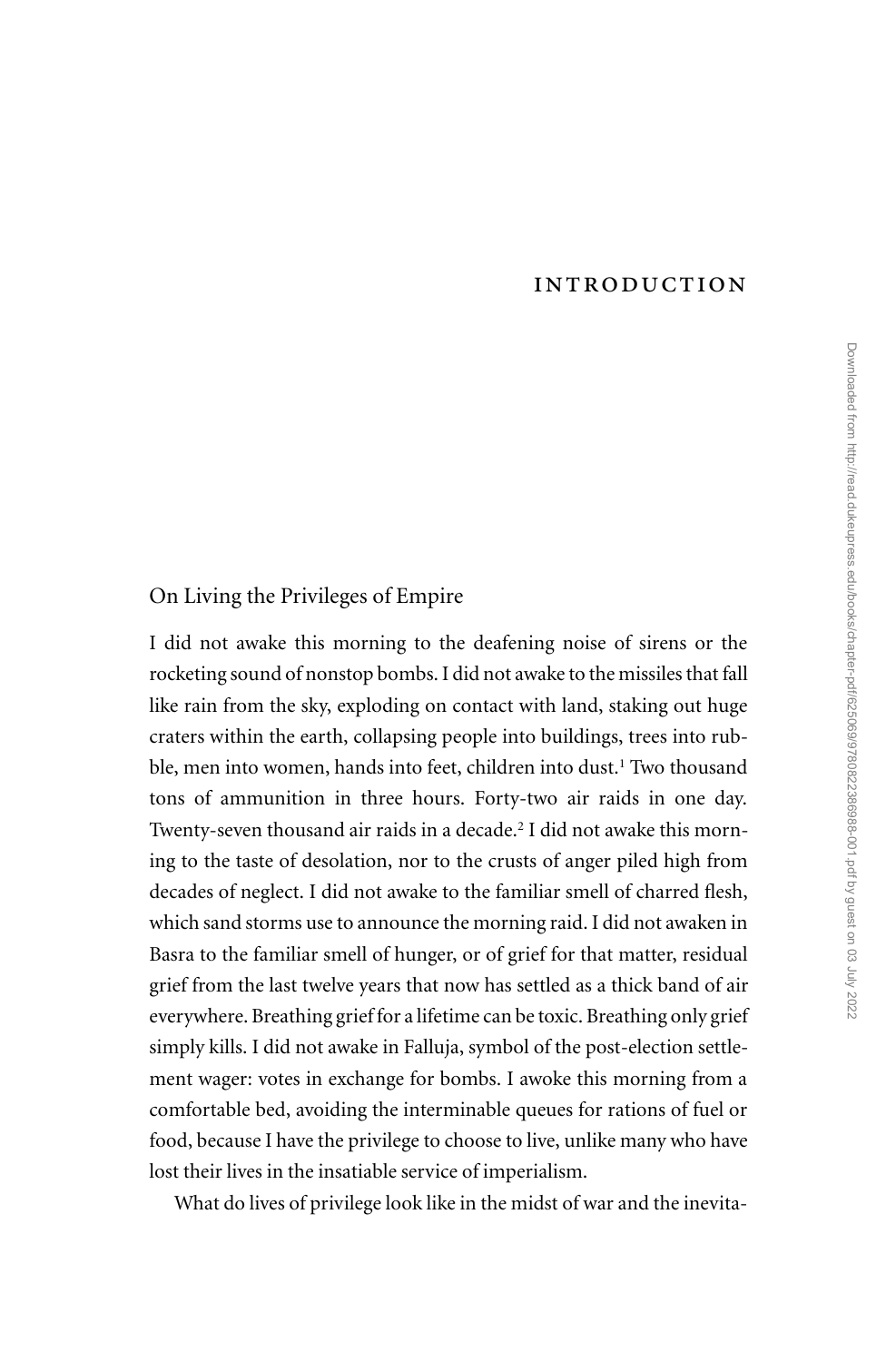# INTRODUCTION

## On Living the Privileges of Empire

I did not awake this morning to the deafening noise of sirens or the rocketing sound of nonstop bombs. I did not awake to the missiles that fall like rain from the sky, exploding on contact with land, staking out huge craters within the earth, collapsing people into buildings, trees into rubble, men into women, hands into feet, children into dust.[1] Two thousand tons of ammunition in three hours. Forty-two air raids in one day. Twenty-seven thousand air raids in a decade.[2] I did not awake this morning to the taste of desolation, nor to the crusts of anger piled high from decades of neglect. I did not awake to the familiar smell of charred flesh, which sand storms use to announce the morning raid. I did not awaken in Basra to the familiar smell of hunger, or of grief for that matter, residual grief from the last twelve years that now has settled as a thick band of air everywhere. Breathing grief for a lifetime can be toxic. Breathing only grief simply kills. I did not awake in Falluja, symbol of the post-election settlement wager: votes in exchange for bombs. I awoke this morning from a comfortable bed, avoiding the interminable queues for rations of fuel or food, because I have the privilege to choose to live, unlike many who have lost their lives in the insatiable service of imperialism.

What do lives of privilege look like in the midst of war and the inevita-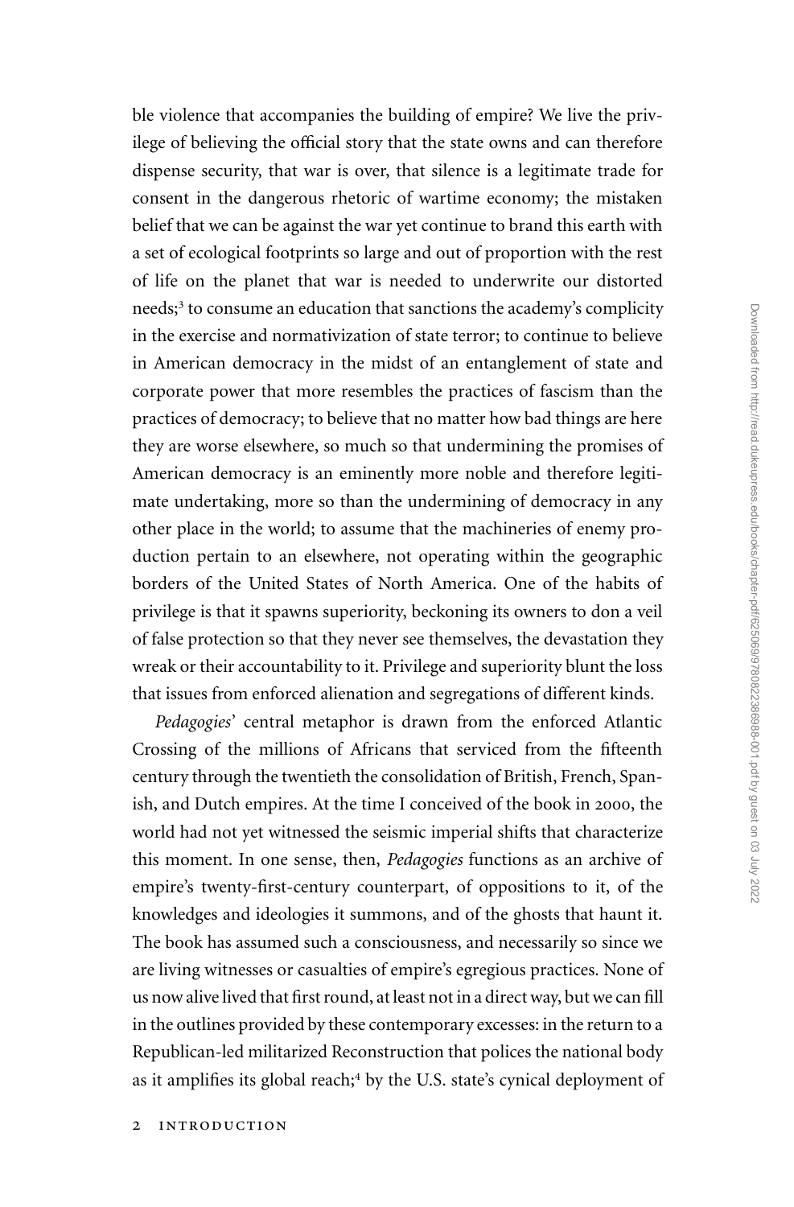ble violence that accompanies the building of empire? We live the privilege of believing the official story that the state owns and can therefore dispense security, that war is over, that silence is a legitimate trade for consent in the dangerous rhetoric of wartime economy; the mistaken belief that we can be against the war yet continue to brand this earth with a set of ecological footprints so large and out of proportion with the rest of life on the planet that war is needed to underwrite our distorted needs;[3] to consume an education that sanctions the academy's complicity in the exercise and normativization of state terror; to continue to believe in American democracy in the midst of an entanglement of state and corporate power that more resembles the practices of fascism than the practices of democracy; to believe that no matter how bad things are here they are worse elsewhere, so much so that undermining the promises of American democracy is an eminently more noble and therefore legitimate undertaking, more so than the undermining of democracy in any other place in the world; to assume that the machineries of enemy production pertain to an elsewhere, not operating within the geographic borders of the United States of North America. One of the habits of privilege is that it spawns superiority, beckoning its owners to don a veil of false protection so that they never see themselves, the devastation they wreak or their accountability to it. Privilege and superiority blunt the loss that issues from enforced alienation and segregations of different kinds.

*Pedagogies*' central metaphor is drawn from the enforced Atlantic Crossing of the millions of Africans that serviced from the fifteenth century through the twentieth the consolidation of British, French, Spanish, and Dutch empires. At the time I conceived of the book in 2000, the world had not yet witnessed the seismic imperial shifts that characterize this moment. In one sense, then, *Pedagogies* functions as an archive of empire's twenty-first-century counterpart, of oppositions to it, of the knowledges and ideologies it summons, and of the ghosts that haunt it. The book has assumed such a consciousness, and necessarily so since we are living witnesses or casualties of empire's egregious practices. None of us now alive lived that first round, at least not in a direct way, but we can fill in the outlines provided by these contemporary excesses: in the return to a Republican-led militarized Reconstruction that polices the national body as it amplifies its global reach;[4] by the U.S. state's cynical deployment of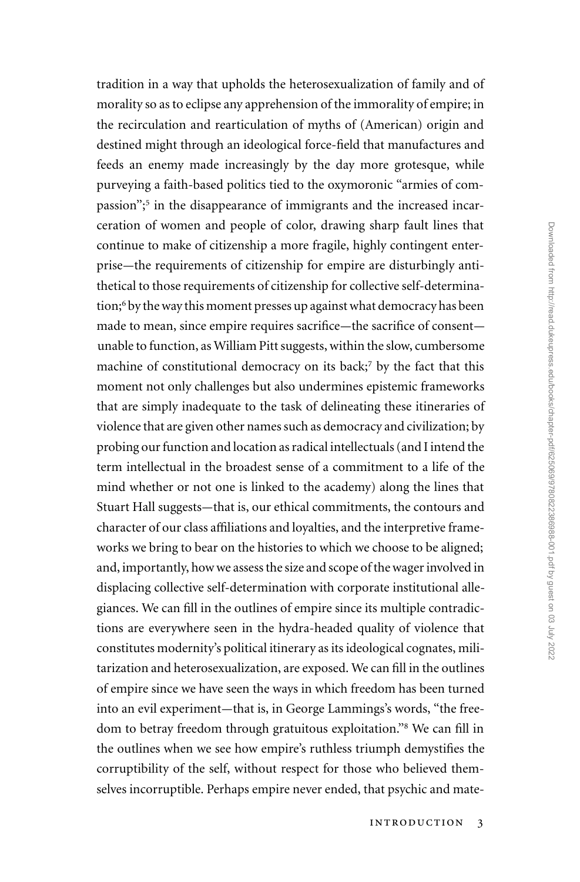tradition in a way that upholds the heterosexualization of family and of morality so as to eclipse any apprehension of the immorality of empire; in the recirculation and rearticulation of myths of (American) origin and destined might through an ideological force-field that manufactures and feeds an enemy made increasingly by the day more grotesque, while purveying a faith-based politics tied to the oxymoronic "armies of compassion";[5] in the disappearance of immigrants and the increased incarceration of women and people of color, drawing sharp fault lines that continue to make of citizenship a more fragile, highly contingent enterprise—the requirements of citizenship for empire are disturbingly antithetical to those requirements of citizenship for collective self-determination;[6] by the way this moment presses up against what democracy has been made to mean, since empire requires sacrifice—the sacrifice of consent—unable to function, as William Pitt suggests, within the slow, cumbersome machine of constitutional democracy on its back;[7] by the fact that this moment not only challenges but also undermines epistemic frameworks that are simply inadequate to the task of delineating these itineraries of violence that are given other names such as democracy and civilization; by probing our function and location as radical intellectuals (and I intend the term intellectual in the broadest sense of a commitment to a life of the mind whether or not one is linked to the academy) along the lines that Stuart Hall suggests—that is, our ethical commitments, the contours and character of our class affiliations and loyalties, and the interpretive frameworks we bring to bear on the histories to which we choose to be aligned; and, importantly, how we assess the size and scope of the wager involved in displacing collective self-determination with corporate institutional allegiances. We can fill in the outlines of empire since its multiple contradictions are everywhere seen in the hydra-headed quality of violence that constitutes modernity's political itinerary as its ideological cognates, militarization and heterosexualization, are exposed. We can fill in the outlines of empire since we have seen the ways in which freedom has been turned into an evil experiment—that is, in George Lammings's words, "the freedom to betray freedom through gratuitous exploitation."[8] We can fill in the outlines when we see how empire's ruthless triumph demystifies the corruptibility of the self, without respect for those who believed themselves incorruptible. Perhaps empire never ended, that psychic and mate-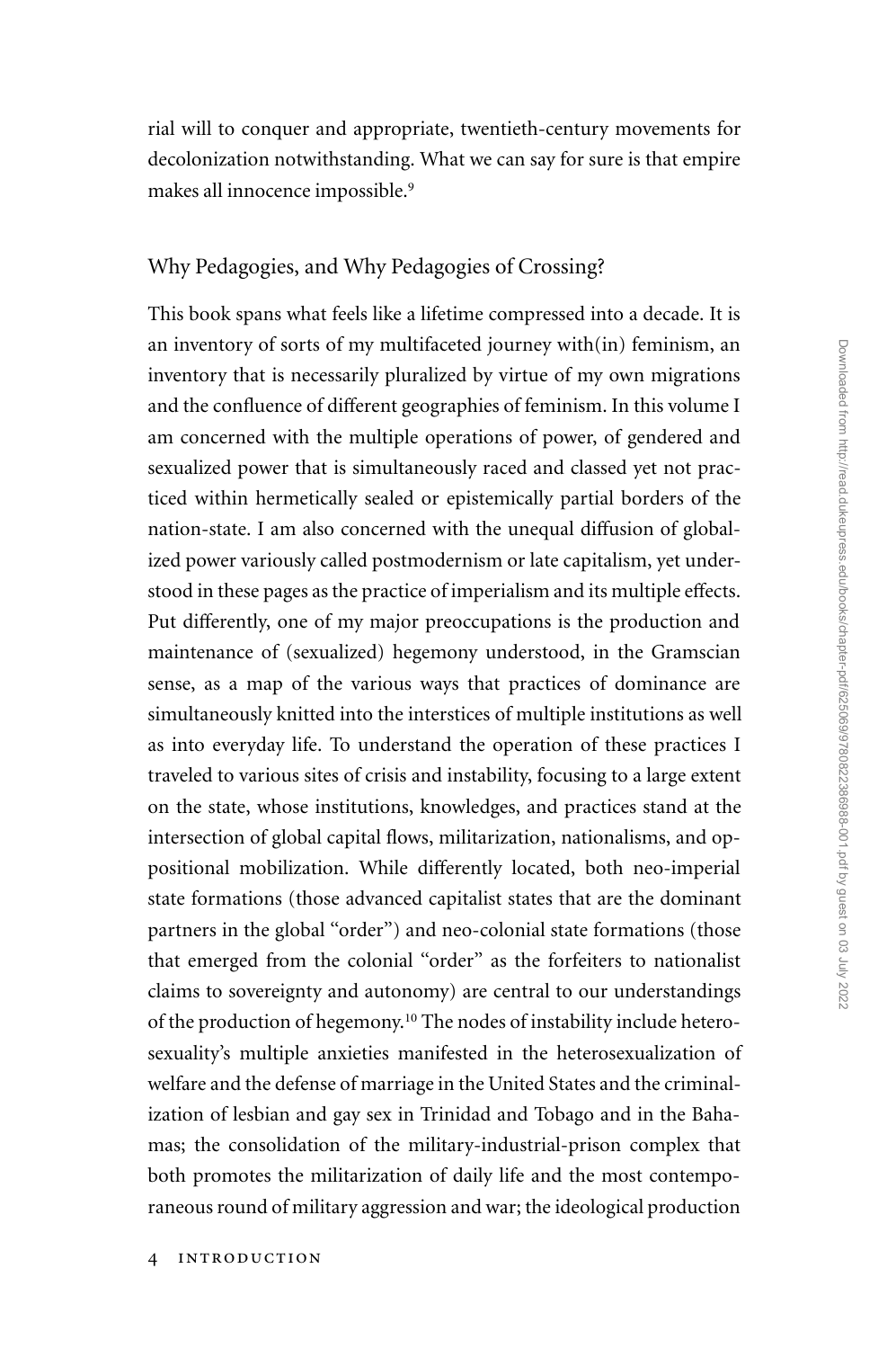rial will to conquer and appropriate, twentieth-century movements for decolonization notwithstanding. What we can say for sure is that empire makes all innocence impossible.[9]

## Why Pedagogies, and Why Pedagogies of Crossing?

This book spans what feels like a lifetime compressed into a decade. It is an inventory of sorts of my multifaceted journey with(in) feminism, an inventory that is necessarily pluralized by virtue of my own migrations and the confluence of different geographies of feminism. In this volume I am concerned with the multiple operations of power, of gendered and sexualized power that is simultaneously raced and classed yet not practiced within hermetically sealed or epistemically partial borders of the nation-state. I am also concerned with the unequal diffusion of globalized power variously called postmodernism or late capitalism, yet understood in these pages as the practice of imperialism and its multiple effects. Put differently, one of my major preoccupations is the production and maintenance of (sexualized) hegemony understood, in the Gramscian sense, as a map of the various ways that practices of dominance are simultaneously knitted into the interstices of multiple institutions as well as into everyday life. To understand the operation of these practices I traveled to various sites of crisis and instability, focusing to a large extent on the state, whose institutions, knowledges, and practices stand at the intersection of global capital flows, militarization, nationalisms, and oppositional mobilization. While differently located, both neo-imperial state formations (those advanced capitalist states that are the dominant partners in the global "order") and neo-colonial state formations (those that emerged from the colonial "order" as the forfeiters to nationalist claims to sovereignty and autonomy) are central to our understandings of the production of hegemony.[10] The nodes of instability include heterosexuality's multiple anxieties manifested in the heterosexualization of welfare and the defense of marriage in the United States and the criminalization of lesbian and gay sex in Trinidad and Tobago and in the Bahamas; the consolidation of the military-industrial-prison complex that both promotes the militarization of daily life and the most contemporaneous round of military aggression and war; the ideological production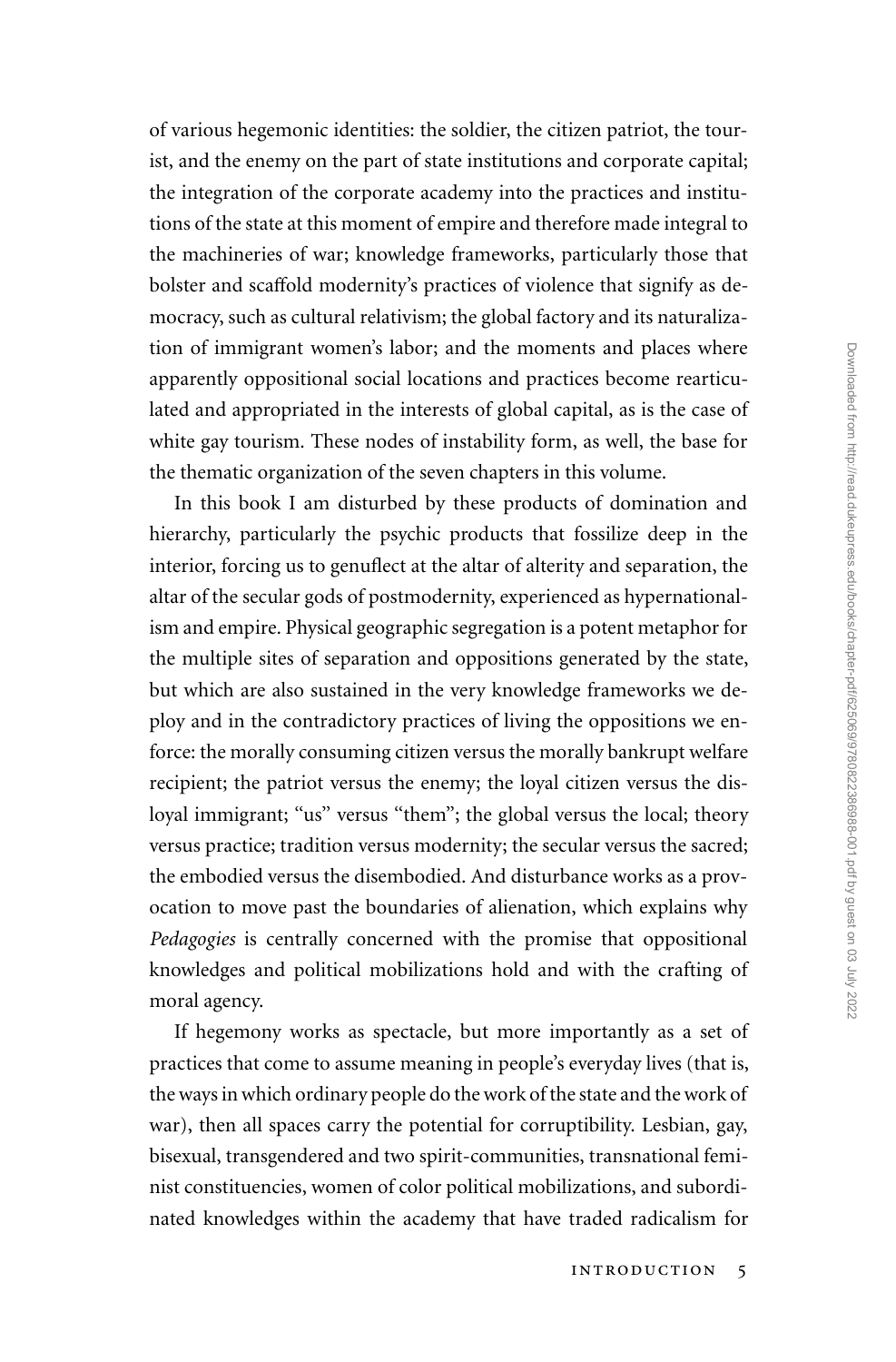of various hegemonic identities: the soldier, the citizen patriot, the tourist, and the enemy on the part of state institutions and corporate capital; the integration of the corporate academy into the practices and institutions of the state at this moment of empire and therefore made integral to the machineries of war; knowledge frameworks, particularly those that bolster and scaffold modernity's practices of violence that signify as democracy, such as cultural relativism; the global factory and its naturalization of immigrant women's labor; and the moments and places where apparently oppositional social locations and practices become rearticulated and appropriated in the interests of global capital, as is the case of white gay tourism. These nodes of instability form, as well, the base for the thematic organization of the seven chapters in this volume.

In this book I am disturbed by these products of domination and hierarchy, particularly the psychic products that fossilize deep in the interior, forcing us to genuflect at the altar of alterity and separation, the altar of the secular gods of postmodernity, experienced as hypernationalism and empire. Physical geographic segregation is a potent metaphor for the multiple sites of separation and oppositions generated by the state, but which are also sustained in the very knowledge frameworks we deploy and in the contradictory practices of living the oppositions we enforce: the morally consuming citizen versus the morally bankrupt welfare recipient; the patriot versus the enemy; the loyal citizen versus the disloyal immigrant; "us" versus "them"; the global versus the local; theory versus practice; tradition versus modernity; the secular versus the sacred; the embodied versus the disembodied. And disturbance works as a provocation to move past the boundaries of alienation, which explains why *Pedagogies* is centrally concerned with the promise that oppositional knowledges and political mobilizations hold and with the crafting of moral agency.

If hegemony works as spectacle, but more importantly as a set of practices that come to assume meaning in people's everyday lives (that is, the ways in which ordinary people do the work of the state and the work of war), then all spaces carry the potential for corruptibility. Lesbian, gay, bisexual, transgendered and two spirit-communities, transnational feminist constituencies, women of color political mobilizations, and subordinated knowledges within the academy that have traded radicalism for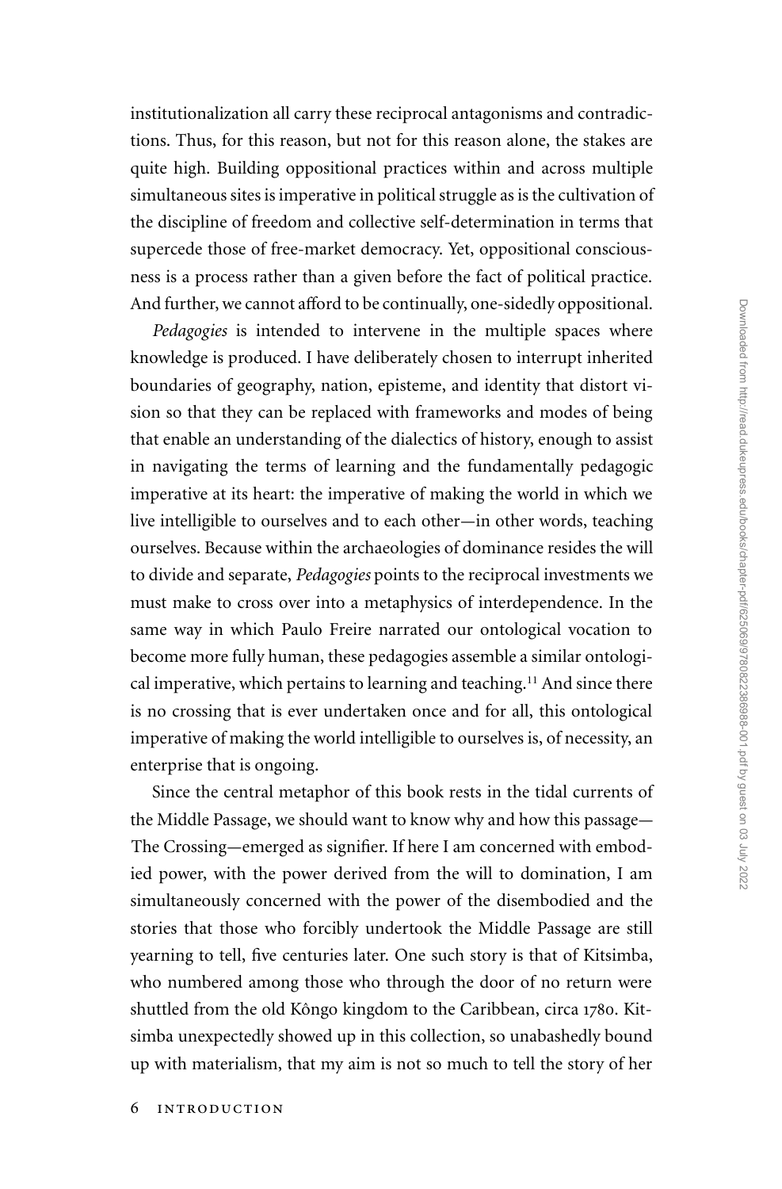institutionalization all carry these reciprocal antagonisms and contradictions. Thus, for this reason, but not for this reason alone, the stakes are quite high. Building oppositional practices within and across multiple simultaneous sites is imperative in political struggle as is the cultivation of the discipline of freedom and collective self-determination in terms that supercede those of free-market democracy. Yet, oppositional consciousness is a process rather than a given before the fact of political practice. And further, we cannot afford to be continually, one-sidedly oppositional.

*Pedagogies* is intended to intervene in the multiple spaces where knowledge is produced. I have deliberately chosen to interrupt inherited boundaries of geography, nation, episteme, and identity that distort vision so that they can be replaced with frameworks and modes of being that enable an understanding of the dialectics of history, enough to assist in navigating the terms of learning and the fundamentally pedagogic imperative at its heart: the imperative of making the world in which we live intelligible to ourselves and to each other—in other words, teaching ourselves. Because within the archaeologies of dominance resides the will to divide and separate, *Pedagogies* points to the reciprocal investments we must make to cross over into a metaphysics of interdependence. In the same way in which Paulo Freire narrated our ontological vocation to become more fully human, these pedagogies assemble a similar ontological imperative, which pertains to learning and teaching.[11] And since there is no crossing that is ever undertaken once and for all, this ontological imperative of making the world intelligible to ourselves is, of necessity, an enterprise that is ongoing.

Since the central metaphor of this book rests in the tidal currents of the Middle Passage, we should want to know why and how this passage—The Crossing—emerged as signifier. If here I am concerned with embodied power, with the power derived from the will to domination, I am simultaneously concerned with the power of the disembodied and the stories that those who forcibly undertook the Middle Passage are still yearning to tell, five centuries later. One such story is that of Kitsimba, who numbered among those who through the door of no return were shuttled from the old Kôngo kingdom to the Caribbean, circa 1780. Kitsimba unexpectedly showed up in this collection, so unabashedly bound up with materialism, that my aim is not so much to tell the story of her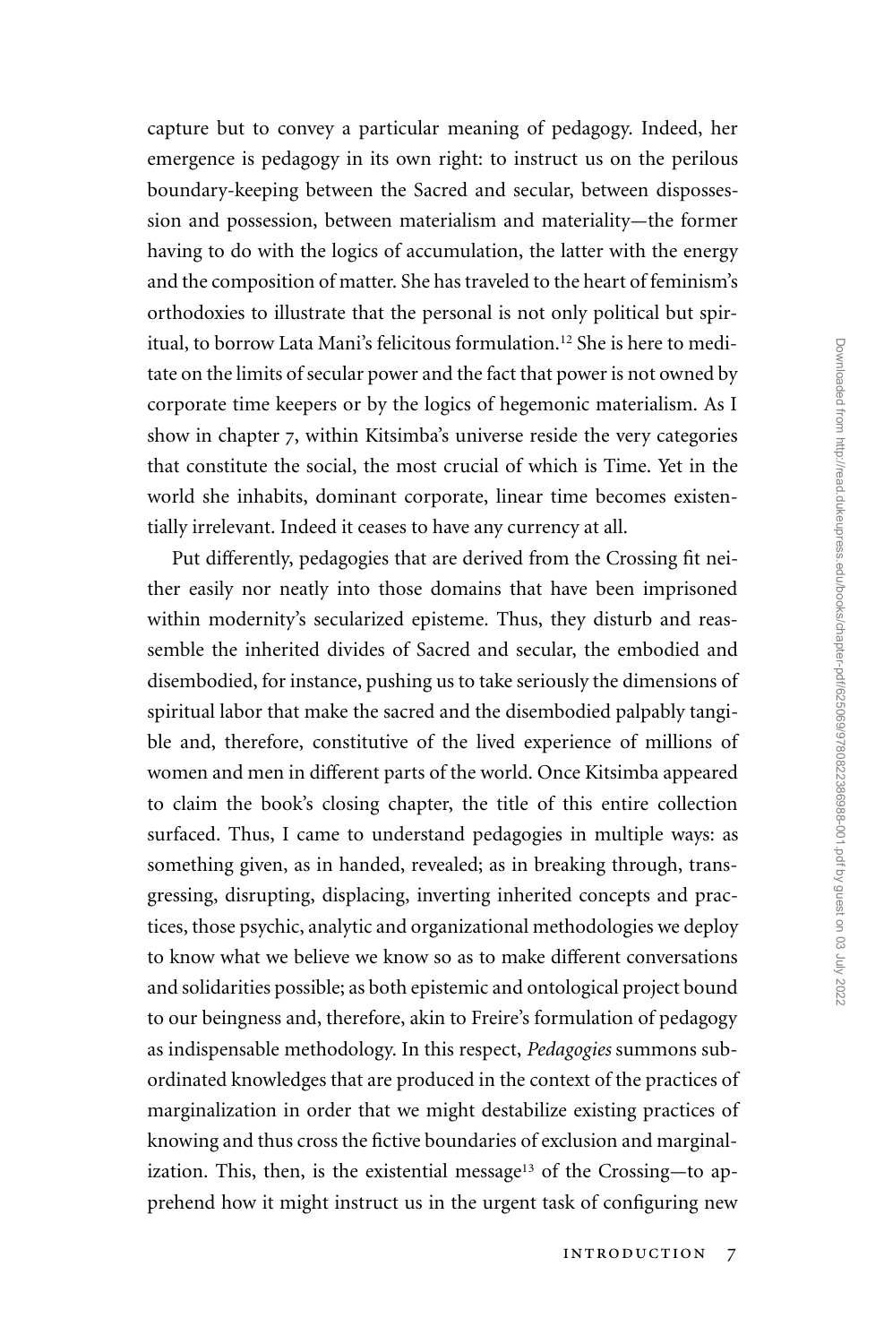capture but to convey a particular meaning of pedagogy. Indeed, her emergence is pedagogy in its own right: to instruct us on the perilous boundary-keeping between the Sacred and secular, between dispossession and possession, between materialism and materiality—the former having to do with the logics of accumulation, the latter with the energy and the composition of matter. She has traveled to the heart of feminism's orthodoxies to illustrate that the personal is not only political but spiritual, to borrow Lata Mani's felicitous formulation.[12] She is here to meditate on the limits of secular power and the fact that power is not owned by corporate time keepers or by the logics of hegemonic materialism. As I show in chapter 7, within Kitsimba's universe reside the very categories that constitute the social, the most crucial of which is Time. Yet in the world she inhabits, dominant corporate, linear time becomes existentially irrelevant. Indeed it ceases to have any currency at all.

Put differently, pedagogies that are derived from the Crossing fit neither easily nor neatly into those domains that have been imprisoned within modernity's secularized episteme. Thus, they disturb and reassemble the inherited divides of Sacred and secular, the embodied and disembodied, for instance, pushing us to take seriously the dimensions of spiritual labor that make the sacred and the disembodied palpably tangible and, therefore, constitutive of the lived experience of millions of women and men in different parts of the world. Once Kitsimba appeared to claim the book's closing chapter, the title of this entire collection surfaced. Thus, I came to understand pedagogies in multiple ways: as something given, as in handed, revealed; as in breaking through, transgressing, disrupting, displacing, inverting inherited concepts and practices, those psychic, analytic and organizational methodologies we deploy to know what we believe we know so as to make different conversations and solidarities possible; as both epistemic and ontological project bound to our beingness and, therefore, akin to Freire's formulation of pedagogy as indispensable methodology. In this respect, *Pedagogies* summons subordinated knowledges that are produced in the context of the practices of marginalization in order that we might destabilize existing practices of knowing and thus cross the fictive boundaries of exclusion and marginalization. This, then, is the existential message[13] of the Crossing—to apprehend how it might instruct us in the urgent task of configuring new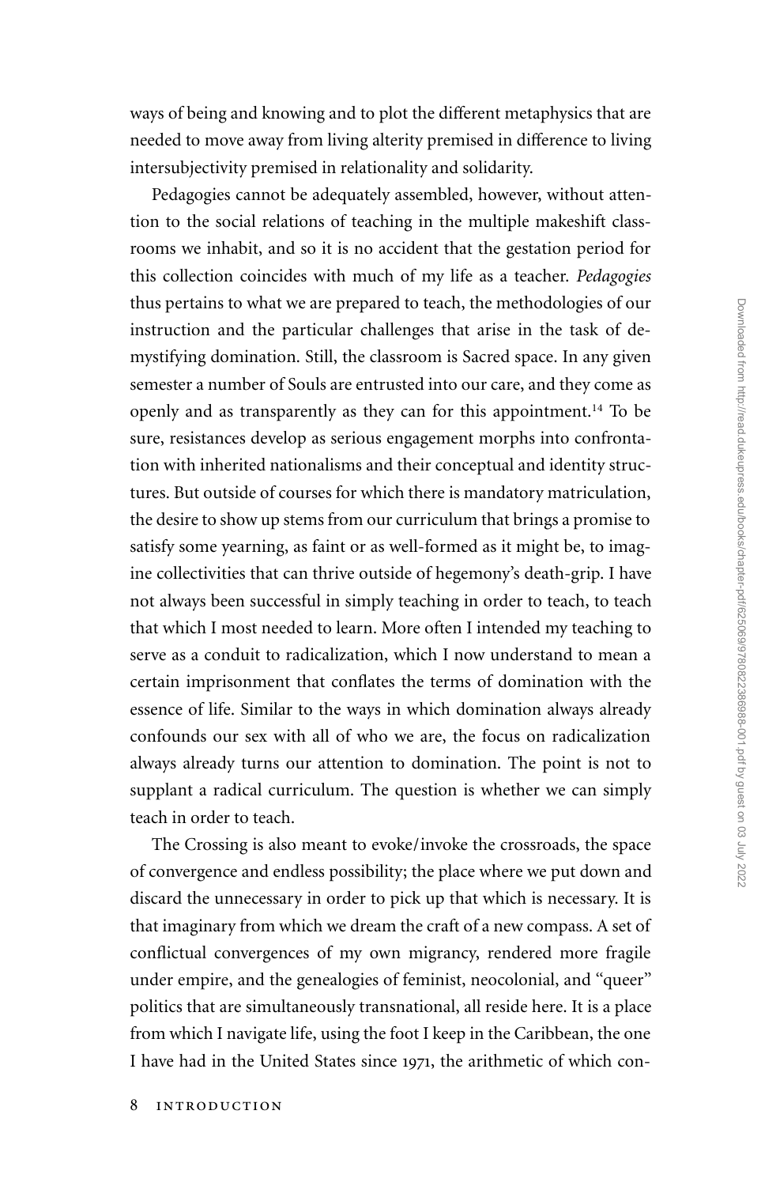ways of being and knowing and to plot the different metaphysics that are needed to move away from living alterity premised in difference to living intersubjectivity premised in relationality and solidarity.

Pedagogies cannot be adequately assembled, however, without attention to the social relations of teaching in the multiple makeshift classrooms we inhabit, and so it is no accident that the gestation period for this collection coincides with much of my life as a teacher. *Pedagogies* thus pertains to what we are prepared to teach, the methodologies of our instruction and the particular challenges that arise in the task of demystifying domination. Still, the classroom is Sacred space. In any given semester a number of Souls are entrusted into our care, and they come as openly and as transparently as they can for this appointment.[14] To be sure, resistances develop as serious engagement morphs into confrontation with inherited nationalisms and their conceptual and identity structures. But outside of courses for which there is mandatory matriculation, the desire to show up stems from our curriculum that brings a promise to satisfy some yearning, as faint or as well-formed as it might be, to imagine collectivities that can thrive outside of hegemony's death-grip. I have not always been successful in simply teaching in order to teach, to teach that which I most needed to learn. More often I intended my teaching to serve as a conduit to radicalization, which I now understand to mean a certain imprisonment that conflates the terms of domination with the essence of life. Similar to the ways in which domination always already confounds our sex with all of who we are, the focus on radicalization always already turns our attention to domination. The point is not to supplant a radical curriculum. The question is whether we can simply teach in order to teach.

The Crossing is also meant to evoke/invoke the crossroads, the space of convergence and endless possibility; the place where we put down and discard the unnecessary in order to pick up that which is necessary. It is that imaginary from which we dream the craft of a new compass. A set of conflictual convergences of my own migrancy, rendered more fragile under empire, and the genealogies of feminist, neocolonial, and "queer" politics that are simultaneously transnational, all reside here. It is a place from which I navigate life, using the foot I keep in the Caribbean, the one I have had in the United States since 1971, the arithmetic of which con-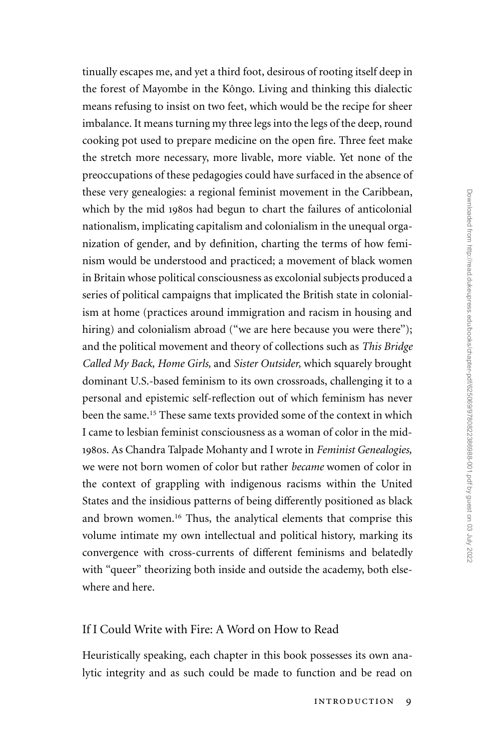tinually escapes me, and yet a third foot, desirous of rooting itself deep in the forest of Mayombe in the Kôngo. Living and thinking this dialectic means refusing to insist on two feet, which would be the recipe for sheer imbalance. It means turning my three legs into the legs of the deep, round cooking pot used to prepare medicine on the open fire. Three feet make the stretch more necessary, more livable, more viable. Yet none of the preoccupations of these pedagogies could have surfaced in the absence of these very genealogies: a regional feminist movement in the Caribbean, which by the mid 1980s had begun to chart the failures of anticolonial nationalism, implicating capitalism and colonialism in the unequal organization of gender, and by definition, charting the terms of how feminism would be understood and practiced; a movement of black women in Britain whose political consciousness as excolonial subjects produced a series of political campaigns that implicated the British state in colonialism at home (practices around immigration and racism in housing and hiring) and colonialism abroad ("we are here because you were there"); and the political movement and theory of collections such as *This Bridge Called My Back, Home Girls,* and *Sister Outsider,* which squarely brought dominant U.S.-based feminism to its own crossroads, challenging it to a personal and epistemic self-reflection out of which feminism has never been the same.[15] These same texts provided some of the context in which I came to lesbian feminist consciousness as a woman of color in the mid-1980s. As Chandra Talpade Mohanty and I wrote in *Feminist Genealogies,* we were not born women of color but rather *became* women of color in the context of grappling with indigenous racisms within the United States and the insidious patterns of being differently positioned as black and brown women.[16] Thus, the analytical elements that comprise this volume intimate my own intellectual and political history, marking its convergence with cross-currents of different feminisms and belatedly with "queer" theorizing both inside and outside the academy, both elsewhere and here.

## If I Could Write with Fire: A Word on How to Read

Heuristically speaking, each chapter in this book possesses its own analytic integrity and as such could be made to function and be read on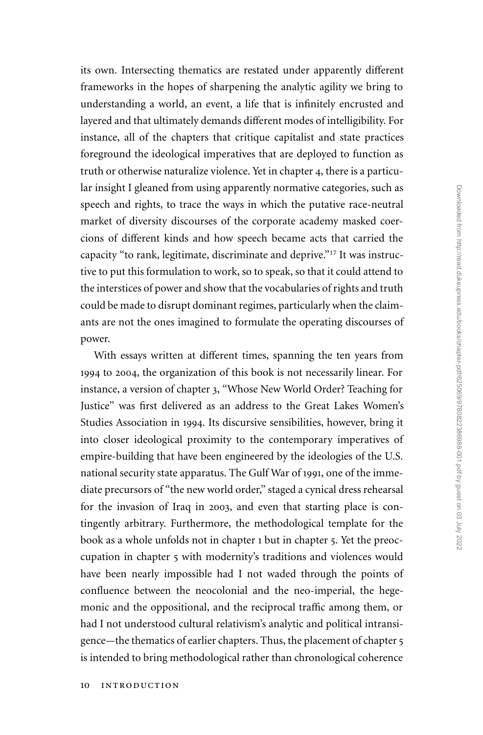its own. Intersecting thematics are restated under apparently different frameworks in the hopes of sharpening the analytic agility we bring to understanding a world, an event, a life that is infinitely encrusted and layered and that ultimately demands different modes of intelligibility. For instance, all of the chapters that critique capitalist and state practices foreground the ideological imperatives that are deployed to function as truth or otherwise naturalize violence. Yet in chapter 4, there is a particular insight I gleaned from using apparently normative categories, such as speech and rights, to trace the ways in which the putative race-neutral market of diversity discourses of the corporate academy masked coercions of different kinds and how speech became acts that carried the capacity "to rank, legitimate, discriminate and deprive."[17] It was instructive to put this formulation to work, so to speak, so that it could attend to the interstices of power and show that the vocabularies of rights and truth could be made to disrupt dominant regimes, particularly when the claimants are not the ones imagined to formulate the operating discourses of power.

With essays written at different times, spanning the ten years from 1994 to 2004, the organization of this book is not necessarily linear. For instance, a version of chapter 3, "Whose New World Order? Teaching for Justice" was first delivered as an address to the Great Lakes Women's Studies Association in 1994. Its discursive sensibilities, however, bring it into closer ideological proximity to the contemporary imperatives of empire-building that have been engineered by the ideologies of the U.S. national security state apparatus. The Gulf War of 1991, one of the immediate precursors of "the new world order," staged a cynical dress rehearsal for the invasion of Iraq in 2003, and even that starting place is contingently arbitrary. Furthermore, the methodological template for the book as a whole unfolds not in chapter 1 but in chapter 5. Yet the preoccupation in chapter 5 with modernity's traditions and violences would have been nearly impossible had I not waded through the points of confluence between the neocolonial and the neo-imperial, the hegemonic and the oppositional, and the reciprocal traffic among them, or had I not understood cultural relativism's analytic and political intransigence—the thematics of earlier chapters. Thus, the placement of chapter 5 is intended to bring methodological rather than chronological coherence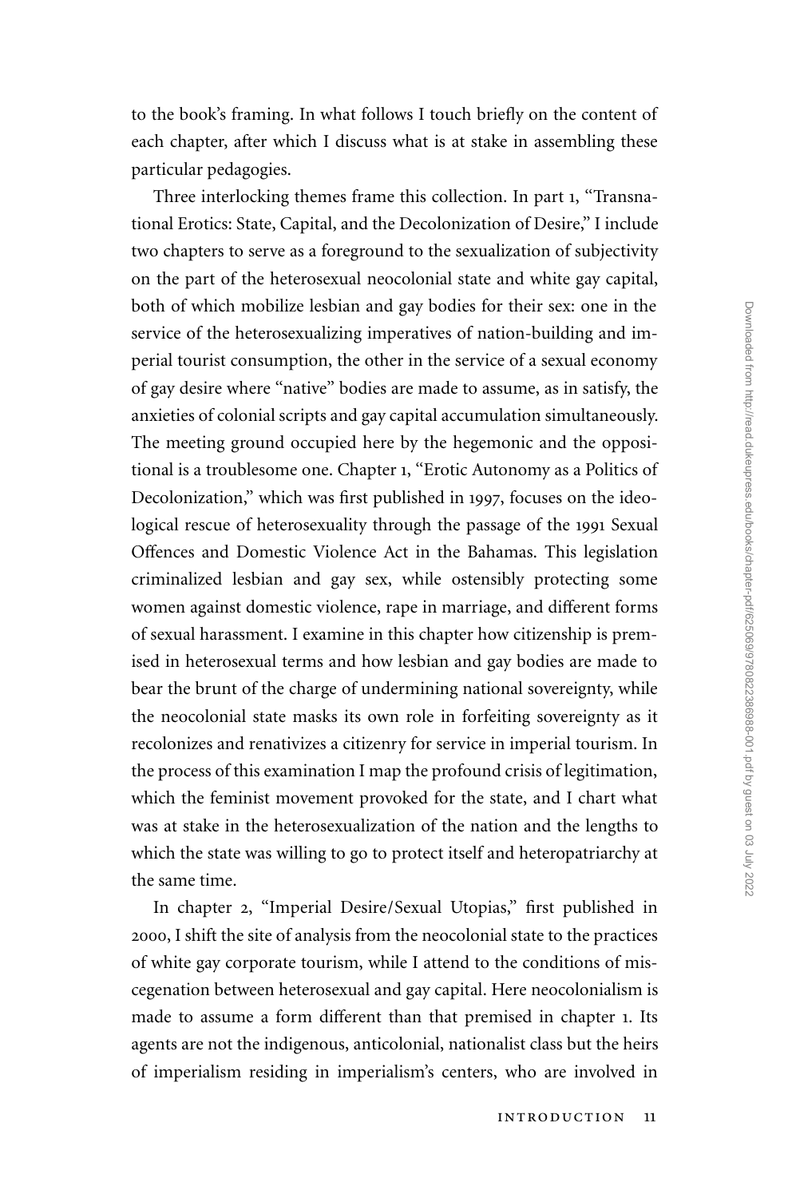to the book's framing. In what follows I touch briefly on the content of each chapter, after which I discuss what is at stake in assembling these particular pedagogies.

Three interlocking themes frame this collection. In part 1, "Transnational Erotics: State, Capital, and the Decolonization of Desire," I include two chapters to serve as a foreground to the sexualization of subjectivity on the part of the heterosexual neocolonial state and white gay capital, both of which mobilize lesbian and gay bodies for their sex: one in the service of the heterosexualizing imperatives of nation-building and imperial tourist consumption, the other in the service of a sexual economy of gay desire where "native" bodies are made to assume, as in satisfy, the anxieties of colonial scripts and gay capital accumulation simultaneously. The meeting ground occupied here by the hegemonic and the oppositional is a troublesome one. Chapter 1, "Erotic Autonomy as a Politics of Decolonization," which was first published in 1997, focuses on the ideological rescue of heterosexuality through the passage of the 1991 Sexual Offences and Domestic Violence Act in the Bahamas. This legislation criminalized lesbian and gay sex, while ostensibly protecting some women against domestic violence, rape in marriage, and different forms of sexual harassment. I examine in this chapter how citizenship is premised in heterosexual terms and how lesbian and gay bodies are made to bear the brunt of the charge of undermining national sovereignty, while the neocolonial state masks its own role in forfeiting sovereignty as it recolonizes and renativizes a citizenry for service in imperial tourism. In the process of this examination I map the profound crisis of legitimation, which the feminist movement provoked for the state, and I chart what was at stake in the heterosexualization of the nation and the lengths to which the state was willing to go to protect itself and heteropatriarchy at the same time.

In chapter 2, "Imperial Desire/Sexual Utopias," first published in 2000, I shift the site of analysis from the neocolonial state to the practices of white gay corporate tourism, while I attend to the conditions of miscegenation between heterosexual and gay capital. Here neocolonialism is made to assume a form different than that premised in chapter 1. Its agents are not the indigenous, anticolonial, nationalist class but the heirs of imperialism residing in imperialism's centers, who are involved in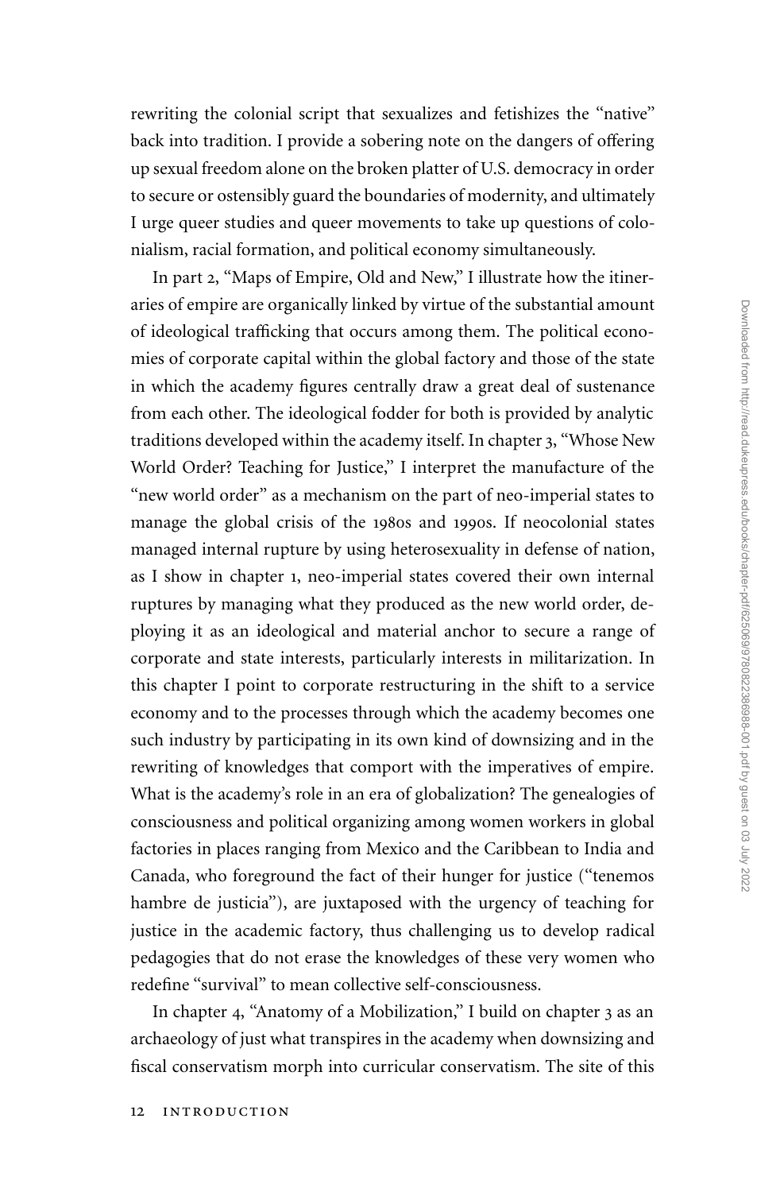rewriting the colonial script that sexualizes and fetishizes the "native" back into tradition. I provide a sobering note on the dangers of offering up sexual freedom alone on the broken platter of U.S. democracy in order to secure or ostensibly guard the boundaries of modernity, and ultimately I urge queer studies and queer movements to take up questions of colonialism, racial formation, and political economy simultaneously.

In part 2, "Maps of Empire, Old and New," I illustrate how the itineraries of empire are organically linked by virtue of the substantial amount of ideological trafficking that occurs among them. The political economies of corporate capital within the global factory and those of the state in which the academy figures centrally draw a great deal of sustenance from each other. The ideological fodder for both is provided by analytic traditions developed within the academy itself. In chapter 3, "Whose New World Order? Teaching for Justice," I interpret the manufacture of the "new world order" as a mechanism on the part of neo-imperial states to manage the global crisis of the 1980s and 1990s. If neocolonial states managed internal rupture by using heterosexuality in defense of nation, as I show in chapter 1, neo-imperial states covered their own internal ruptures by managing what they produced as the new world order, deploying it as an ideological and material anchor to secure a range of corporate and state interests, particularly interests in militarization. In this chapter I point to corporate restructuring in the shift to a service economy and to the processes through which the academy becomes one such industry by participating in its own kind of downsizing and in the rewriting of knowledges that comport with the imperatives of empire. What is the academy's role in an era of globalization? The genealogies of consciousness and political organizing among women workers in global factories in places ranging from Mexico and the Caribbean to India and Canada, who foreground the fact of their hunger for justice ("tenemos hambre de justicia"), are juxtaposed with the urgency of teaching for justice in the academic factory, thus challenging us to develop radical pedagogies that do not erase the knowledges of these very women who redefine "survival" to mean collective self-consciousness.

In chapter 4, "Anatomy of a Mobilization," I build on chapter 3 as an archaeology of just what transpires in the academy when downsizing and fiscal conservatism morph into curricular conservatism. The site of this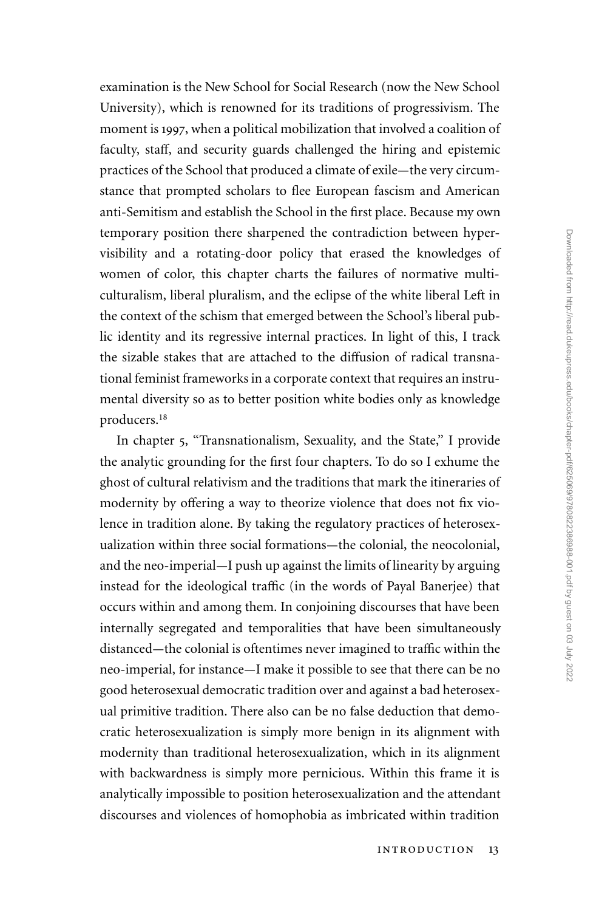examination is the New School for Social Research (now the New School University), which is renowned for its traditions of progressivism. The moment is 1997, when a political mobilization that involved a coalition of faculty, staff, and security guards challenged the hiring and epistemic practices of the School that produced a climate of exile—the very circumstance that prompted scholars to flee European fascism and American anti-Semitism and establish the School in the first place. Because my own temporary position there sharpened the contradiction between hypervisibility and a rotating-door policy that erased the knowledges of women of color, this chapter charts the failures of normative multiculturalism, liberal pluralism, and the eclipse of the white liberal Left in the context of the schism that emerged between the School's liberal public identity and its regressive internal practices. In light of this, I track the sizable stakes that are attached to the diffusion of radical transnational feminist frameworks in a corporate context that requires an instrumental diversity so as to better position white bodies only as knowledge producers.[18]

In chapter 5, "Transnationalism, Sexuality, and the State," I provide the analytic grounding for the first four chapters. To do so I exhume the ghost of cultural relativism and the traditions that mark the itineraries of modernity by offering a way to theorize violence that does not fix violence in tradition alone. By taking the regulatory practices of heterosexualization within three social formations—the colonial, the neocolonial, and the neo-imperial—I push up against the limits of linearity by arguing instead for the ideological traffic (in the words of Payal Banerjee) that occurs within and among them. In conjoining discourses that have been internally segregated and temporalities that have been simultaneously distanced—the colonial is oftentimes never imagined to traffic within the neo-imperial, for instance—I make it possible to see that there can be no good heterosexual democratic tradition over and against a bad heterosexual primitive tradition. There also can be no false deduction that democratic heterosexualization is simply more benign in its alignment with modernity than traditional heterosexualization, which in its alignment with backwardness is simply more pernicious. Within this frame it is analytically impossible to position heterosexualization and the attendant discourses and violences of homophobia as imbricated within tradition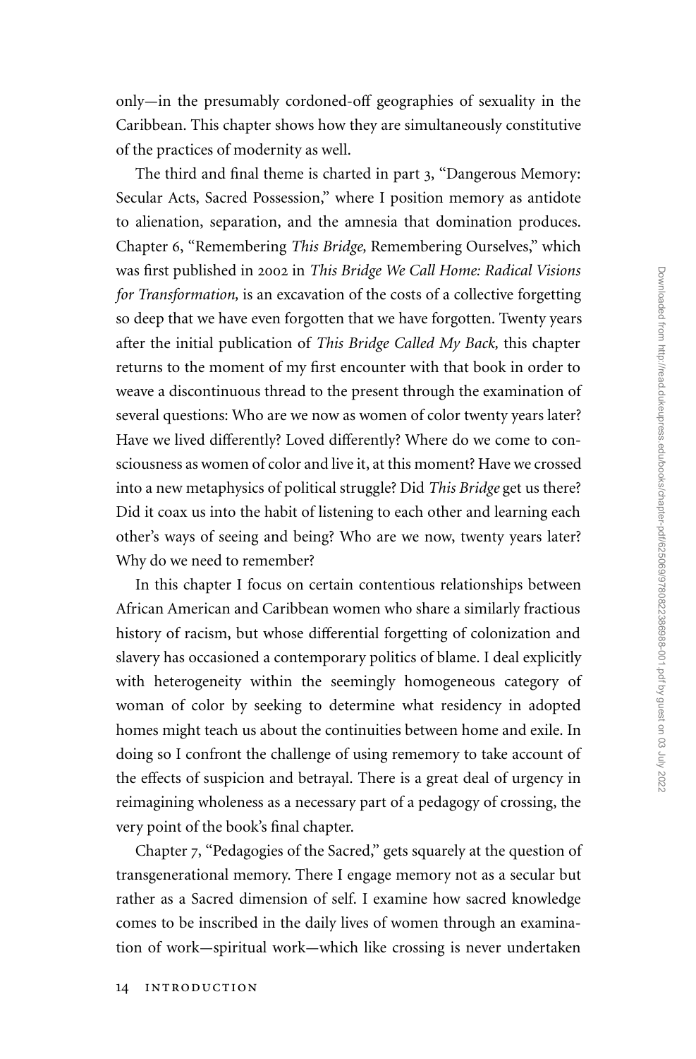only—in the presumably cordoned-off geographies of sexuality in the Caribbean. This chapter shows how they are simultaneously constitutive of the practices of modernity as well.

The third and final theme is charted in part 3, "Dangerous Memory: Secular Acts, Sacred Possession," where I position memory as antidote to alienation, separation, and the amnesia that domination produces. Chapter 6, "Remembering *This Bridge,* Remembering Ourselves," which was first published in 2002 in *This Bridge We Call Home: Radical Visions for Transformation,* is an excavation of the costs of a collective forgetting so deep that we have even forgotten that we have forgotten. Twenty years after the initial publication of *This Bridge Called My Back,* this chapter returns to the moment of my first encounter with that book in order to weave a discontinuous thread to the present through the examination of several questions: Who are we now as women of color twenty years later? Have we lived differently? Loved differently? Where do we come to consciousness as women of color and live it, at this moment? Have we crossed into a new metaphysics of political struggle? Did *This Bridge* get us there? Did it coax us into the habit of listening to each other and learning each other's ways of seeing and being? Who are we now, twenty years later? Why do we need to remember?

In this chapter I focus on certain contentious relationships between African American and Caribbean women who share a similarly fractious history of racism, but whose differential forgetting of colonization and slavery has occasioned a contemporary politics of blame. I deal explicitly with heterogeneity within the seemingly homogeneous category of woman of color by seeking to determine what residency in adopted homes might teach us about the continuities between home and exile. In doing so I confront the challenge of using rememory to take account of the effects of suspicion and betrayal. There is a great deal of urgency in reimagining wholeness as a necessary part of a pedagogy of crossing, the very point of the book's final chapter.

Chapter 7, "Pedagogies of the Sacred," gets squarely at the question of transgenerational memory. There I engage memory not as a secular but rather as a Sacred dimension of self. I examine how sacred knowledge comes to be inscribed in the daily lives of women through an examination of work—spiritual work—which like crossing is never undertaken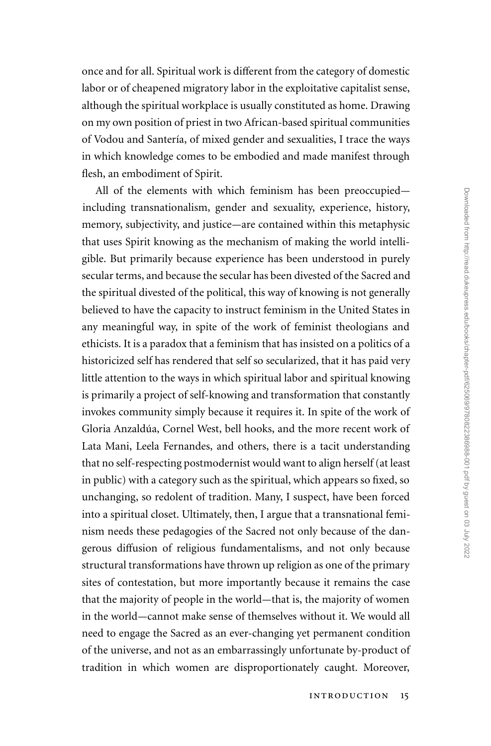once and for all. Spiritual work is different from the category of domestic labor or of cheapened migratory labor in the exploitative capitalist sense, although the spiritual workplace is usually constituted as home. Drawing on my own position of priest in two African-based spiritual communities of Vodou and Santería, of mixed gender and sexualities, I trace the ways in which knowledge comes to be embodied and made manifest through flesh, an embodiment of Spirit.

All of the elements with which feminism has been preoccupied—including transnationalism, gender and sexuality, experience, history, memory, subjectivity, and justice—are contained within this metaphysic that uses Spirit knowing as the mechanism of making the world intelligible. But primarily because experience has been understood in purely secular terms, and because the secular has been divested of the Sacred and the spiritual divested of the political, this way of knowing is not generally believed to have the capacity to instruct feminism in the United States in any meaningful way, in spite of the work of feminist theologians and ethicists. It is a paradox that a feminism that has insisted on a politics of a historicized self has rendered that self so secularized, that it has paid very little attention to the ways in which spiritual labor and spiritual knowing is primarily a project of self-knowing and transformation that constantly invokes community simply because it requires it. In spite of the work of Gloria Anzaldúa, Cornel West, bell hooks, and the more recent work of Lata Mani, Leela Fernandes, and others, there is a tacit understanding that no self-respecting postmodernist would want to align herself (at least in public) with a category such as the spiritual, which appears so fixed, so unchanging, so redolent of tradition. Many, I suspect, have been forced into a spiritual closet. Ultimately, then, I argue that a transnational feminism needs these pedagogies of the Sacred not only because of the dangerous diffusion of religious fundamentalisms, and not only because structural transformations have thrown up religion as one of the primary sites of contestation, but more importantly because it remains the case that the majority of people in the world—that is, the majority of women in the world—cannot make sense of themselves without it. We would all need to engage the Sacred as an ever-changing yet permanent condition of the universe, and not as an embarrassingly unfortunate by-product of tradition in which women are disproportionately caught. Moreover,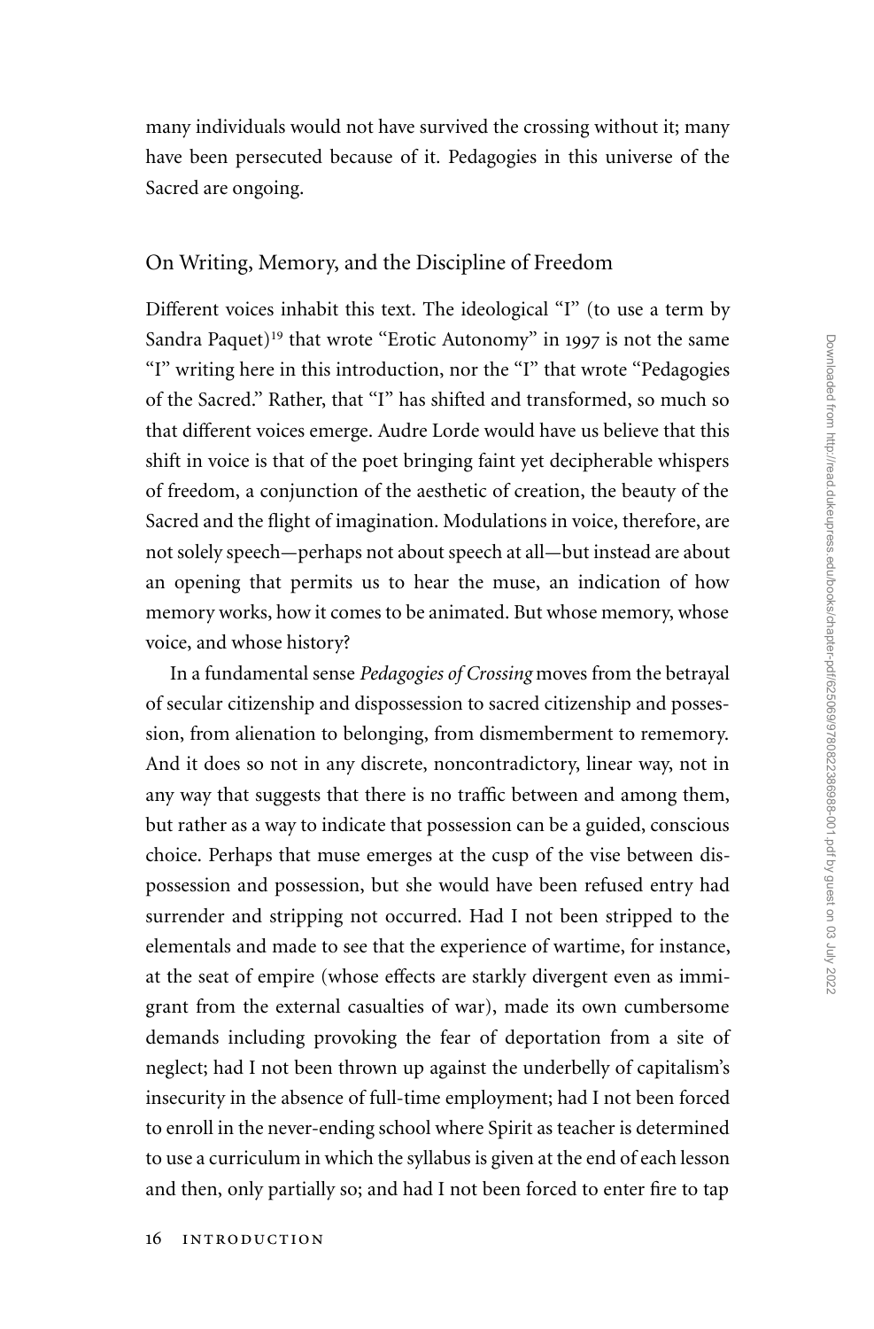many individuals would not have survived the crossing without it; many have been persecuted because of it. Pedagogies in this universe of the Sacred are ongoing.

## On Writing, Memory, and the Discipline of Freedom

Different voices inhabit this text. The ideological "I" (to use a term by Sandra Paquet)[19] that wrote "Erotic Autonomy" in 1997 is not the same "I" writing here in this introduction, nor the "I" that wrote "Pedagogies of the Sacred." Rather, that "I" has shifted and transformed, so much so that different voices emerge. Audre Lorde would have us believe that this shift in voice is that of the poet bringing faint yet decipherable whispers of freedom, a conjunction of the aesthetic of creation, the beauty of the Sacred and the flight of imagination. Modulations in voice, therefore, are not solely speech—perhaps not about speech at all—but instead are about an opening that permits us to hear the muse, an indication of how memory works, how it comes to be animated. But whose memory, whose voice, and whose history?

In a fundamental sense *Pedagogies of Crossing* moves from the betrayal of secular citizenship and dispossession to sacred citizenship and possession, from alienation to belonging, from dismemberment to rememory. And it does so not in any discrete, noncontradictory, linear way, not in any way that suggests that there is no traffic between and among them, but rather as a way to indicate that possession can be a guided, conscious choice. Perhaps that muse emerges at the cusp of the vise between dispossession and possession, but she would have been refused entry had surrender and stripping not occurred. Had I not been stripped to the elementals and made to see that the experience of wartime, for instance, at the seat of empire (whose effects are starkly divergent even as immigrant from the external casualties of war), made its own cumbersome demands including provoking the fear of deportation from a site of neglect; had I not been thrown up against the underbelly of capitalism's insecurity in the absence of full-time employment; had I not been forced to enroll in the never-ending school where Spirit as teacher is determined to use a curriculum in which the syllabus is given at the end of each lesson and then, only partially so; and had I not been forced to enter fire to tap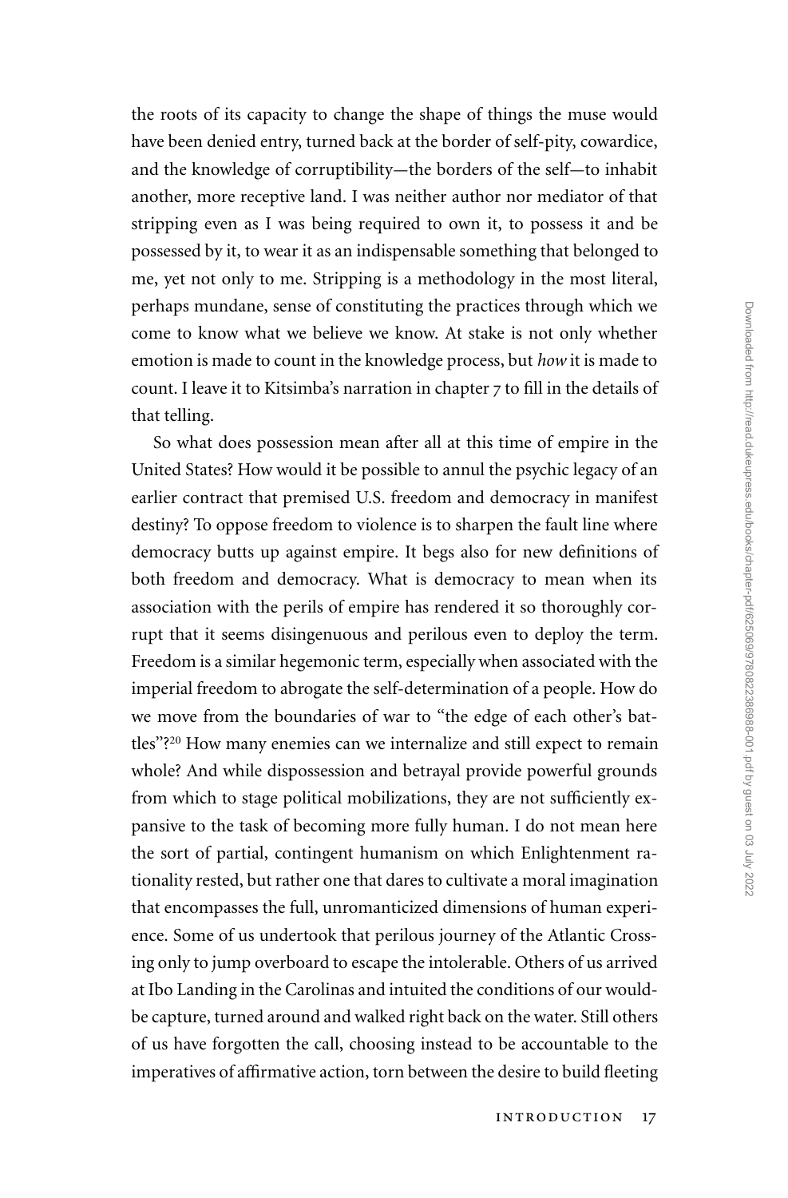the roots of its capacity to change the shape of things the muse would have been denied entry, turned back at the border of self-pity, cowardice, and the knowledge of corruptibility—the borders of the self—to inhabit another, more receptive land. I was neither author nor mediator of that stripping even as I was being required to own it, to possess it and be possessed by it, to wear it as an indispensable something that belonged to me, yet not only to me. Stripping is a methodology in the most literal, perhaps mundane, sense of constituting the practices through which we come to know what we believe we know. At stake is not only whether emotion is made to count in the knowledge process, but *how* it is made to count. I leave it to Kitsimba's narration in chapter 7 to fill in the details of that telling.

So what does possession mean after all at this time of empire in the United States? How would it be possible to annul the psychic legacy of an earlier contract that premised U.S. freedom and democracy in manifest destiny? To oppose freedom to violence is to sharpen the fault line where democracy butts up against empire. It begs also for new definitions of both freedom and democracy. What is democracy to mean when its association with the perils of empire has rendered it so thoroughly corrupt that it seems disingenuous and perilous even to deploy the term. Freedom is a similar hegemonic term, especially when associated with the imperial freedom to abrogate the self-determination of a people. How do we move from the boundaries of war to "the edge of each other's battles"?[20] How many enemies can we internalize and still expect to remain whole? And while dispossession and betrayal provide powerful grounds from which to stage political mobilizations, they are not sufficiently expansive to the task of becoming more fully human. I do not mean here the sort of partial, contingent humanism on which Enlightenment rationality rested, but rather one that dares to cultivate a moral imagination that encompasses the full, unromanticized dimensions of human experience. Some of us undertook that perilous journey of the Atlantic Crossing only to jump overboard to escape the intolerable. Others of us arrived at Ibo Landing in the Carolinas and intuited the conditions of our would-be capture, turned around and walked right back on the water. Still others of us have forgotten the call, choosing instead to be accountable to the imperatives of affirmative action, torn between the desire to build fleeting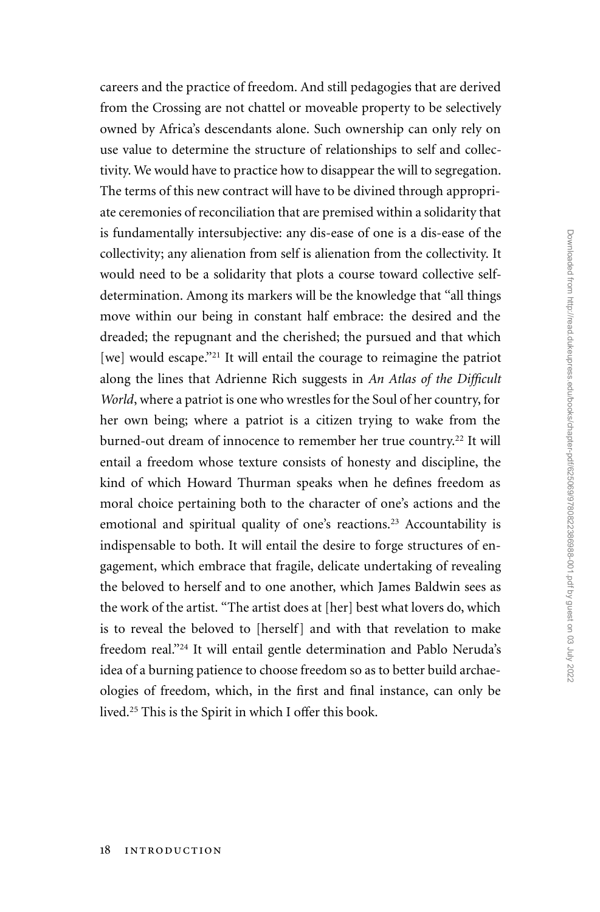careers and the practice of freedom. And still pedagogies that are derived from the Crossing are not chattel or moveable property to be selectively owned by Africa's descendants alone. Such ownership can only rely on use value to determine the structure of relationships to self and collectivity. We would have to practice how to disappear the will to segregation. The terms of this new contract will have to be divined through appropriate ceremonies of reconciliation that are premised within a solidarity that is fundamentally intersubjective: any dis-ease of one is a dis-ease of the collectivity; any alienation from self is alienation from the collectivity. It would need to be a solidarity that plots a course toward collective self-determination. Among its markers will be the knowledge that "all things move within our being in constant half embrace: the desired and the dreaded; the repugnant and the cherished; the pursued and that which [we] would escape."[21] It will entail the courage to reimagine the patriot along the lines that Adrienne Rich suggests in *An Atlas of the Difficult World*, where a patriot is one who wrestles for the Soul of her country, for her own being; where a patriot is a citizen trying to wake from the burned-out dream of innocence to remember her true country.[22] It will entail a freedom whose texture consists of honesty and discipline, the kind of which Howard Thurman speaks when he defines freedom as moral choice pertaining both to the character of one's actions and the emotional and spiritual quality of one's reactions.[23] Accountability is indispensable to both. It will entail the desire to forge structures of engagement, which embrace that fragile, delicate undertaking of revealing the beloved to herself and to one another, which James Baldwin sees as the work of the artist. "The artist does at [her] best what lovers do, which is to reveal the beloved to [herself] and with that revelation to make freedom real."[24] It will entail gentle determination and Pablo Neruda's idea of a burning patience to choose freedom so as to better build archaeologies of freedom, which, in the first and final instance, can only be lived.[25] This is the Spirit in which I offer this book.